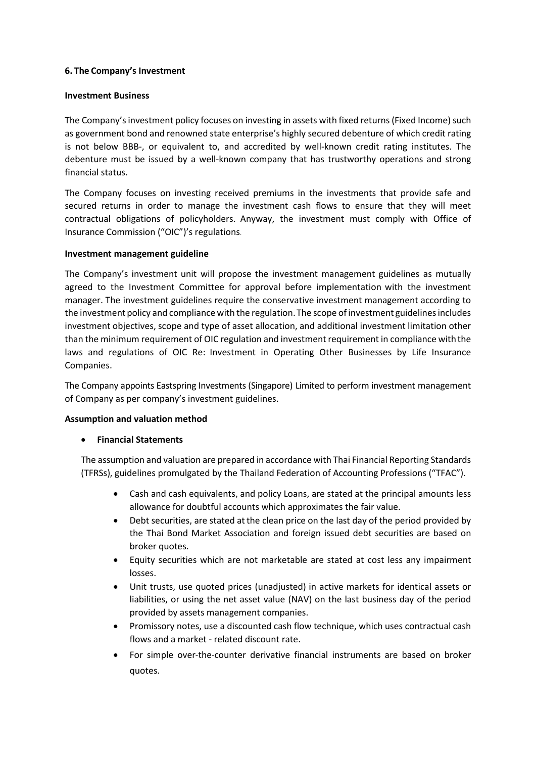## 6. The Company's Investment

### Investment Business

The Company's investment policy focuses on investing in assets with fixed returns (Fixed Income) such as government bond and renowned state enterprise's highly secured debenture of which credit rating is not below BBB-, or equivalent to, and accredited by well-known credit rating institutes. The debenture must be issued by a well-known company that has trustworthy operations and strong financial status.

The Company focuses on investing received premiums in the investments that provide safe and secured returns in order to manage the investment cash flows to ensure that they will meet contractual obligations of policyholders. Anyway, the investment must comply with Office of Insurance Commission ("OIC")'s regulations.

### Investment management guideline

The Company's investment unit will propose the investment management guidelines as mutually agreed to the Investment Committee for approval before implementation with the investment manager. The investment guidelines require the conservative investment management according to the investment policy and compliance with the regulation. The scope of investment guidelines includes investment objectives, scope and type of asset allocation, and additional investment limitation other than the minimum requirement of OIC regulation and investment requirement in compliance with the laws and regulations of OIC Re: Investment in Operating Other Businesses by Life Insurance Companies.

The Company appoints Eastspring Investments (Singapore) Limited to perform investment management of Company as per company's investment guidelines.

### Assumption and valuation method

- **Financial Statements**

  The assumption and valuation are prepared in accordance with Thai Financial Reporting Standards (TFRSs), guidelines promulgated by the Thailand Federation of Accounting Professions ("TFAC").

  - Cash and cash equivalents, and policy Loans, are stated at the principal amounts less allowance for doubtful accounts which approximates the fair value.
  - Debt securities, are stated at the clean price on the last day of the period provided by the Thai Bond Market Association and foreign issued debt securities are based on broker quotes.
  - Equity securities which are not marketable are stated at cost less any impairment losses.
  - Unit trusts, use quoted prices (unadjusted) in active markets for identical assets or liabilities, or using the net asset value (NAV) on the last business day of the period provided by assets management companies.
  - Promissory notes, use a discounted cash flow technique, which uses contractual cash flows and a market - related discount rate.
  - For simple over-the-counter derivative financial instruments are based on broker quotes.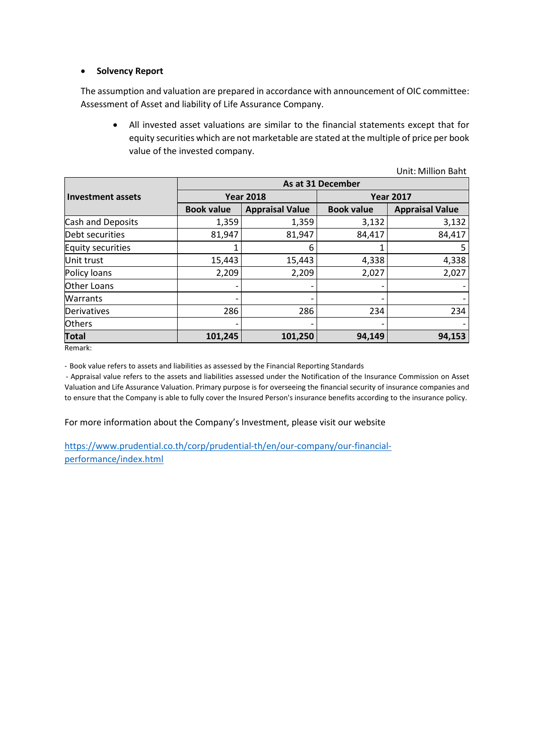- **Solvency Report**

The assumption and valuation are prepared in accordance with announcement of OIC committee: Assessment of Asset and liability of Life Assurance Company.

- All invested asset valuations are similar to the financial statements except that for equity securities which are not marketable are stated at the multiple of price per book value of the invested company.

Unit: Million Baht

| Investment assets | As at 31 December | | | |
|---|---|---|---|---|
| | Year 2018 | | Year 2017 | |
| | Book value | Appraisal Value | Book value | Appraisal Value |
| Cash and Deposits | 1,359 | 1,359 | 3,132 | 3,132 |
| Debt securities | 81,947 | 81,947 | 84,417 | 84,417 |
| Equity securities | 1 | 6 | 1 | 5 |
| Unit trust | 15,443 | 15,443 | 4,338 | 4,338 |
| Policy loans | 2,209 | 2,209 | 2,027 | 2,027 |
| Other Loans | - | - | - | - |
| Warrants | - | - | - | - |
| Derivatives | 286 | 286 | 234 | 234 |
| Others | - | - | - | - |
| **Total** | **101,245** | **101,250** | **94,149** | **94,153** |

Remark:

- Book value refers to assets and liabilities as assessed by the Financial Reporting Standards
- Appraisal value refers to the assets and liabilities assessed under the Notification of the Insurance Commission on Asset Valuation and Life Assurance Valuation. Primary purpose is for overseeing the financial security of insurance companies and to ensure that the Company is able to fully cover the Insured Person's insurance benefits according to the insurance policy.

For more information about the Company's Investment, please visit our website

https://www.prudential.co.th/corp/prudential-th/en/our-company/our-financial-performance/index.html